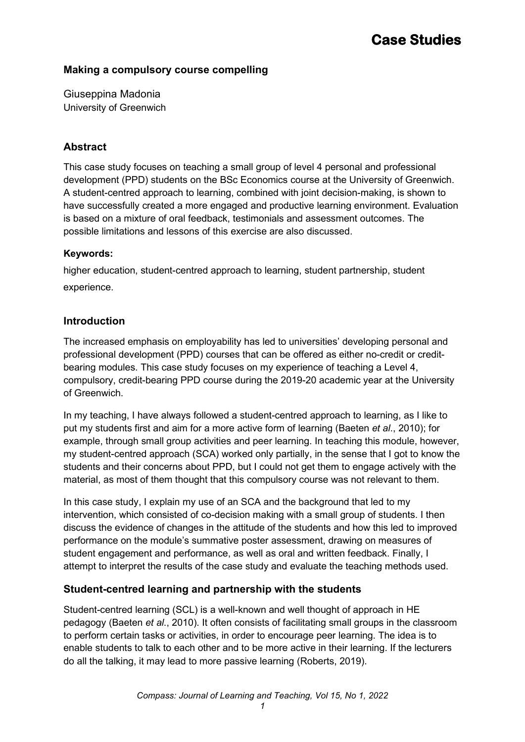# Making a compulsory course compelling

Giuseppina Madonia
University of Greenwich

## Abstract

This case study focuses on teaching a small group of level 4 personal and professional development (PPD) students on the BSc Economics course at the University of Greenwich. A student-centred approach to learning, combined with joint decision-making, is shown to have successfully created a more engaged and productive learning environment. Evaluation is based on a mixture of oral feedback, testimonials and assessment outcomes. The possible limitations and lessons of this exercise are also discussed.

### Keywords:

higher education, student-centred approach to learning, student partnership, student experience.

## Introduction

The increased emphasis on employability has led to universities' developing personal and professional development (PPD) courses that can be offered as either no-credit or credit-bearing modules. This case study focuses on my experience of teaching a Level 4, compulsory, credit-bearing PPD course during the 2019-20 academic year at the University of Greenwich.

In my teaching, I have always followed a student-centred approach to learning, as I like to put my students first and aim for a more active form of learning (Baeten *et al*., 2010); for example, through small group activities and peer learning. In teaching this module, however, my student-centred approach (SCA) worked only partially, in the sense that I got to know the students and their concerns about PPD, but I could not get them to engage actively with the material, as most of them thought that this compulsory course was not relevant to them.

In this case study, I explain my use of an SCA and the background that led to my intervention, which consisted of co-decision making with a small group of students. I then discuss the evidence of changes in the attitude of the students and how this led to improved performance on the module's summative poster assessment, drawing on measures of student engagement and performance, as well as oral and written feedback. Finally, I attempt to interpret the results of the case study and evaluate the teaching methods used.

## Student-centred learning and partnership with the students

Student-centred learning (SCL) is a well-known and well thought of approach in HE pedagogy (Baeten *et al*., 2010). It often consists of facilitating small groups in the classroom to perform certain tasks or activities, in order to encourage peer learning. The idea is to enable students to talk to each other and to be more active in their learning. If the lecturers do all the talking, it may lead to more passive learning (Roberts, 2019).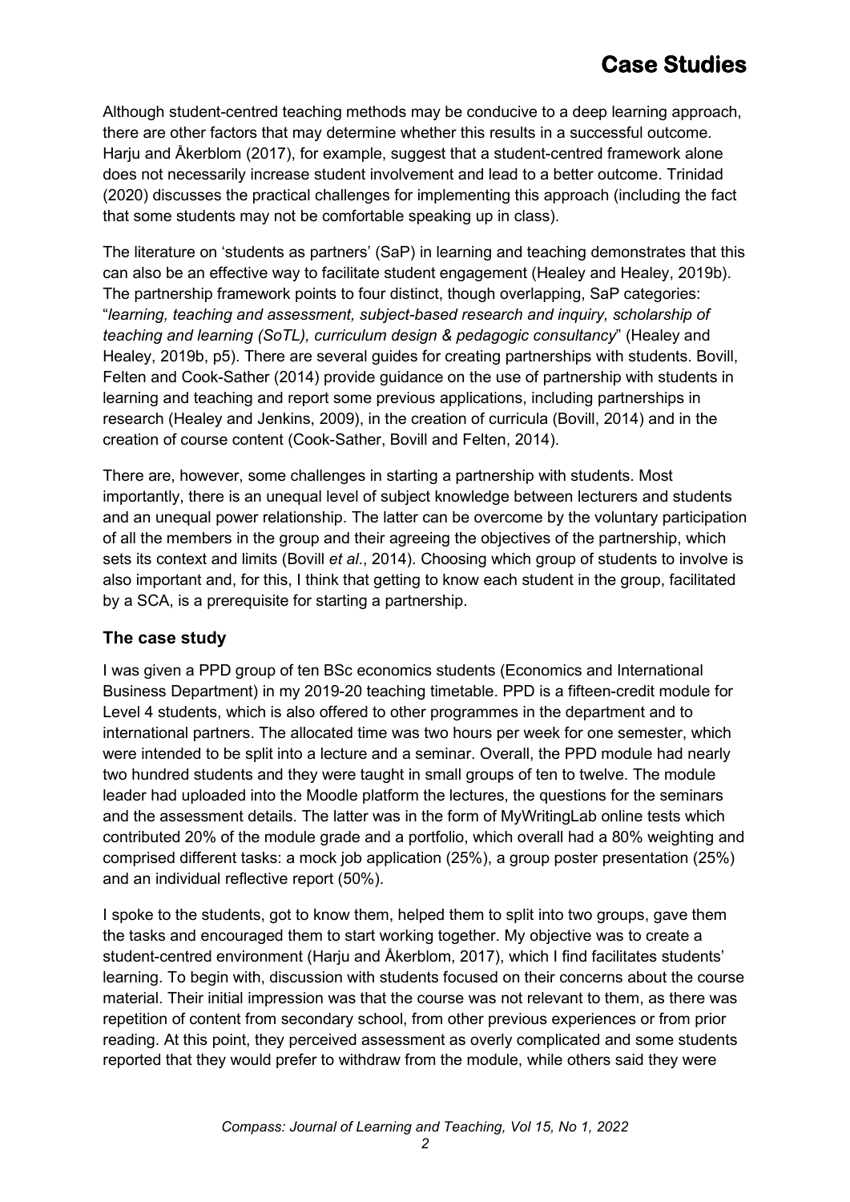Although student-centred teaching methods may be conducive to a deep learning approach, there are other factors that may determine whether this results in a successful outcome. Harju and Åkerblom (2017), for example, suggest that a student-centred framework alone does not necessarily increase student involvement and lead to a better outcome. Trinidad (2020) discusses the practical challenges for implementing this approach (including the fact that some students may not be comfortable speaking up in class).

The literature on 'students as partners' (SaP) in learning and teaching demonstrates that this can also be an effective way to facilitate student engagement (Healey and Healey, 2019b). The partnership framework points to four distinct, though overlapping, SaP categories: "*learning, teaching and assessment, subject-based research and inquiry, scholarship of teaching and learning (SoTL), curriculum design & pedagogic consultancy*" (Healey and Healey, 2019b, p5). There are several guides for creating partnerships with students. Bovill, Felten and Cook-Sather (2014) provide guidance on the use of partnership with students in learning and teaching and report some previous applications, including partnerships in research (Healey and Jenkins, 2009), in the creation of curricula (Bovill, 2014) and in the creation of course content (Cook-Sather, Bovill and Felten, 2014).

There are, however, some challenges in starting a partnership with students. Most importantly, there is an unequal level of subject knowledge between lecturers and students and an unequal power relationship. The latter can be overcome by the voluntary participation of all the members in the group and their agreeing the objectives of the partnership, which sets its context and limits (Bovill *et al*., 2014). Choosing which group of students to involve is also important and, for this, I think that getting to know each student in the group, facilitated by a SCA, is a prerequisite for starting a partnership.

### The case study

I was given a PPD group of ten BSc economics students (Economics and International Business Department) in my 2019-20 teaching timetable. PPD is a fifteen-credit module for Level 4 students, which is also offered to other programmes in the department and to international partners. The allocated time was two hours per week for one semester, which were intended to be split into a lecture and a seminar. Overall, the PPD module had nearly two hundred students and they were taught in small groups of ten to twelve. The module leader had uploaded into the Moodle platform the lectures, the questions for the seminars and the assessment details. The latter was in the form of MyWritingLab online tests which contributed 20% of the module grade and a portfolio, which overall had a 80% weighting and comprised different tasks: a mock job application (25%), a group poster presentation (25%) and an individual reflective report (50%).

I spoke to the students, got to know them, helped them to split into two groups, gave them the tasks and encouraged them to start working together. My objective was to create a student-centred environment (Harju and Åkerblom, 2017), which I find facilitates students' learning. To begin with, discussion with students focused on their concerns about the course material. Their initial impression was that the course was not relevant to them, as there was repetition of content from secondary school, from other previous experiences or from prior reading. At this point, they perceived assessment as overly complicated and some students reported that they would prefer to withdraw from the module, while others said they were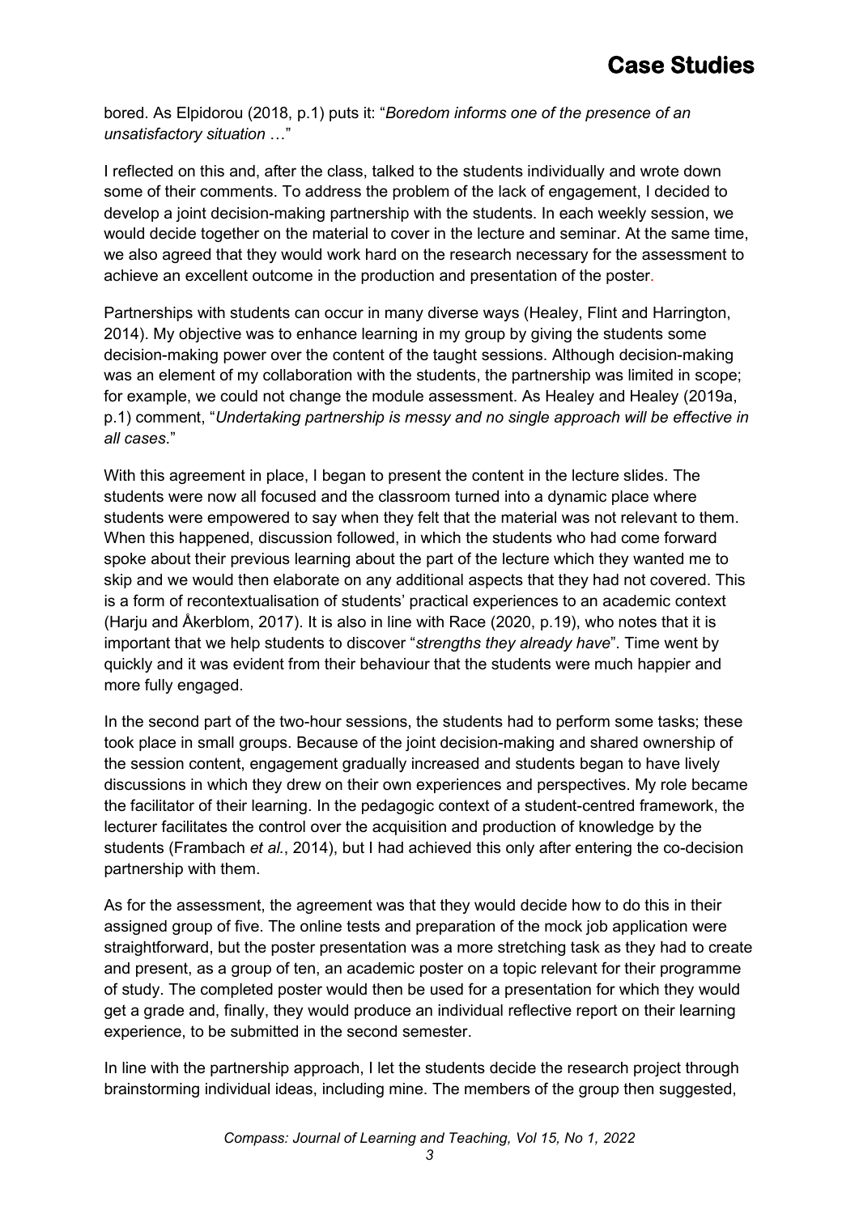bored. As Elpidorou (2018, p.1) puts it: "*Boredom informs one of the presence of an unsatisfactory situation* …"

I reflected on this and, after the class, talked to the students individually and wrote down some of their comments. To address the problem of the lack of engagement, I decided to develop a joint decision-making partnership with the students. In each weekly session, we would decide together on the material to cover in the lecture and seminar. At the same time, we also agreed that they would work hard on the research necessary for the assessment to achieve an excellent outcome in the production and presentation of the poster.

Partnerships with students can occur in many diverse ways (Healey, Flint and Harrington, 2014). My objective was to enhance learning in my group by giving the students some decision-making power over the content of the taught sessions. Although decision-making was an element of my collaboration with the students, the partnership was limited in scope; for example, we could not change the module assessment. As Healey and Healey (2019a, p.1) comment, "*Undertaking partnership is messy and no single approach will be effective in all cases*."

With this agreement in place, I began to present the content in the lecture slides. The students were now all focused and the classroom turned into a dynamic place where students were empowered to say when they felt that the material was not relevant to them. When this happened, discussion followed, in which the students who had come forward spoke about their previous learning about the part of the lecture which they wanted me to skip and we would then elaborate on any additional aspects that they had not covered. This is a form of recontextualisation of students' practical experiences to an academic context (Harju and Åkerblom, 2017). It is also in line with Race (2020, p.19), who notes that it is important that we help students to discover "*strengths they already have*". Time went by quickly and it was evident from their behaviour that the students were much happier and more fully engaged.

In the second part of the two-hour sessions, the students had to perform some tasks; these took place in small groups. Because of the joint decision-making and shared ownership of the session content, engagement gradually increased and students began to have lively discussions in which they drew on their own experiences and perspectives. My role became the facilitator of their learning. In the pedagogic context of a student-centred framework, the lecturer facilitates the control over the acquisition and production of knowledge by the students (Frambach *et al.*, 2014), but I had achieved this only after entering the co-decision partnership with them.

As for the assessment, the agreement was that they would decide how to do this in their assigned group of five. The online tests and preparation of the mock job application were straightforward, but the poster presentation was a more stretching task as they had to create and present, as a group of ten, an academic poster on a topic relevant for their programme of study. The completed poster would then be used for a presentation for which they would get a grade and, finally, they would produce an individual reflective report on their learning experience, to be submitted in the second semester.

In line with the partnership approach, I let the students decide the research project through brainstorming individual ideas, including mine. The members of the group then suggested,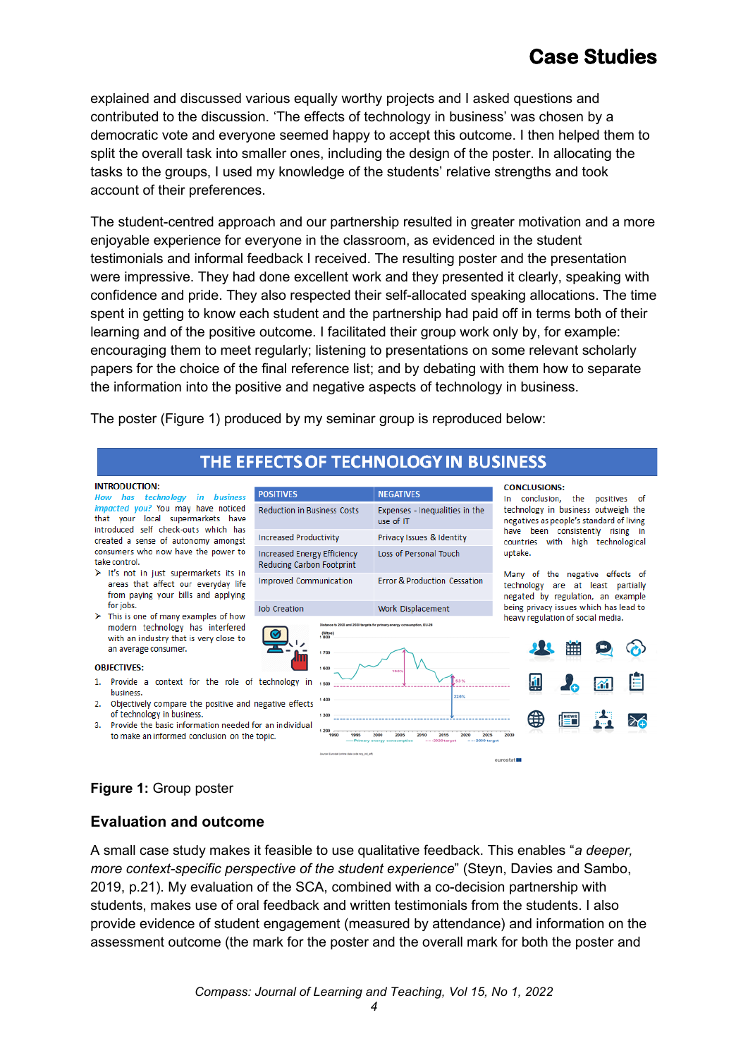explained and discussed various equally worthy projects and I asked questions and contributed to the discussion. 'The effects of technology in business' was chosen by a democratic vote and everyone seemed happy to accept this outcome. I then helped them to split the overall task into smaller ones, including the design of the poster. In allocating the tasks to the groups, I used my knowledge of the students' relative strengths and took account of their preferences.

The student-centred approach and our partnership resulted in greater motivation and a more enjoyable experience for everyone in the classroom, as evidenced in the student testimonials and informal feedback I received. The resulting poster and the presentation were impressive. They had done excellent work and they presented it clearly, speaking with confidence and pride. They also respected their self-allocated speaking allocations. The time spent in getting to know each student and the partnership had paid off in terms both of their learning and of the positive outcome. I facilitated their group work only by, for example: encouraging them to meet regularly; listening to presentations on some relevant scholarly papers for the choice of the final reference list; and by debating with them how to separate the information into the positive and negative aspects of technology in business.

The poster (Figure 1) produced by my seminar group is reproduced below:

**THE EFFECTS OF TECHNOLOGY IN BUSINESS**

**INTRODUCTION:**

*How has technology in business impacted you?* You may have noticed that your local supermarkets have introduced self check-outs which has created a sense of autonomy amongst consumers who now have the power to take control.

- It's not in just supermarkets its in areas that affect our everyday life from paying your bills and applying for jobs.
- This is one of many examples of how modern technology has interfered with an industry that is very close to an average consumer.

**OBJECTIVES:**

1. Provide a context for the role of technology in business.
2. Objectively compare the positive and negative effects of technology in business.
3. Provide the basic information needed for an individual to make an informed conclusion on the topic.

| POSITIVES | NEGATIVES |
|---|---|
| Reduction in Business Costs | Expenses - Inequalities in the use of IT |
| Increased Productivity | Privacy Issues & Identity |
| Increased Energy Efficiency Reducing Carbon Footprint | Loss of Personal Touch |
| Improved Communication | Error & Production Cessation |
| Job Creation | Work Displacement |

**CONCLUSIONS:**

In conclusion, the positives of technology in business outweigh the negatives as people's standard of living have been consistently rising in countries with high technological uptake.

Many of the negative effects of technology are at least partially negated by regulation, an example being privacy issues which has lead to heavy regulation of social media.

**Figure 1:** Group poster

## Evaluation and outcome

A small case study makes it feasible to use qualitative feedback. This enables "*a deeper, more context-specific perspective of the student experience*" (Steyn, Davies and Sambo, 2019, p.21). My evaluation of the SCA, combined with a co-decision partnership with students, makes use of oral feedback and written testimonials from the students. I also provide evidence of student engagement (measured by attendance) and information on the assessment outcome (the mark for the poster and the overall mark for both the poster and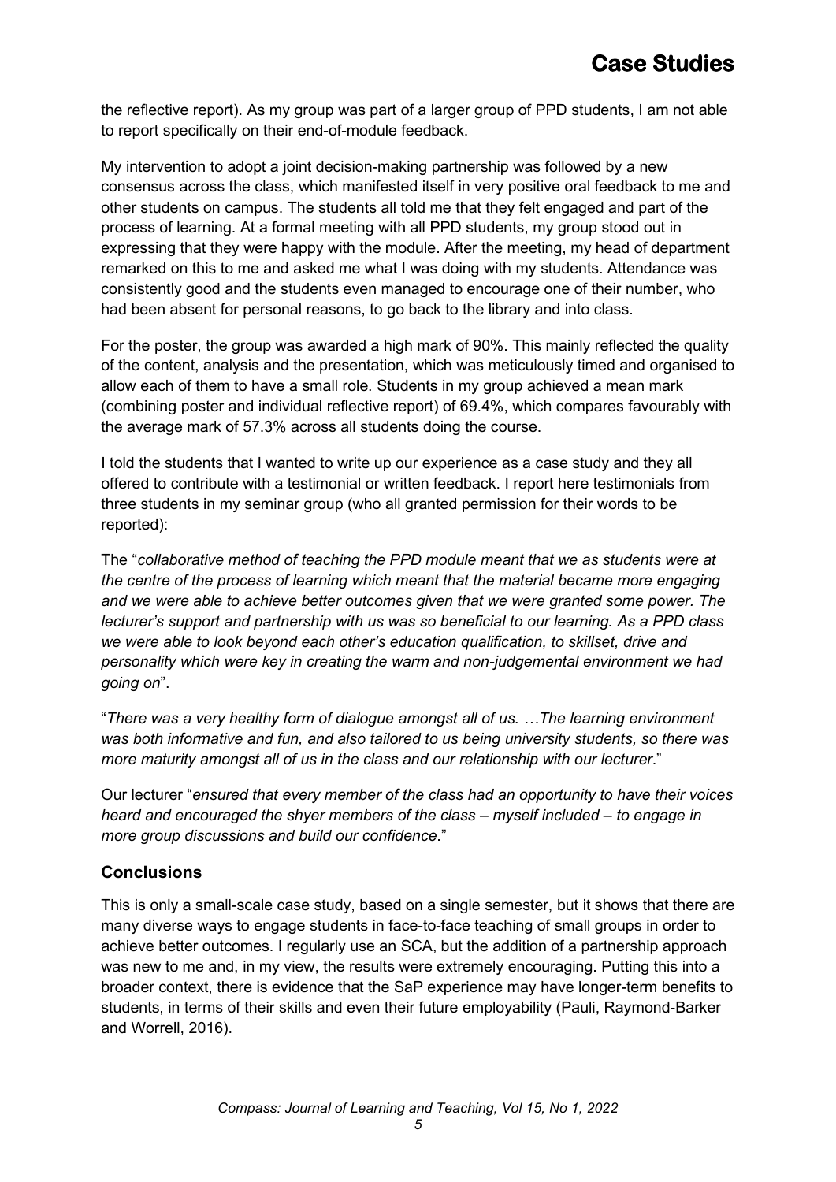the reflective report). As my group was part of a larger group of PPD students, I am not able to report specifically on their end-of-module feedback.

My intervention to adopt a joint decision-making partnership was followed by a new consensus across the class, which manifested itself in very positive oral feedback to me and other students on campus. The students all told me that they felt engaged and part of the process of learning. At a formal meeting with all PPD students, my group stood out in expressing that they were happy with the module. After the meeting, my head of department remarked on this to me and asked me what I was doing with my students. Attendance was consistently good and the students even managed to encourage one of their number, who had been absent for personal reasons, to go back to the library and into class.

For the poster, the group was awarded a high mark of 90%. This mainly reflected the quality of the content, analysis and the presentation, which was meticulously timed and organised to allow each of them to have a small role. Students in my group achieved a mean mark (combining poster and individual reflective report) of 69.4%, which compares favourably with the average mark of 57.3% across all students doing the course.

I told the students that I wanted to write up our experience as a case study and they all offered to contribute with a testimonial or written feedback. I report here testimonials from three students in my seminar group (who all granted permission for their words to be reported):

The "*collaborative method of teaching the PPD module meant that we as students were at the centre of the process of learning which meant that the material became more engaging and we were able to achieve better outcomes given that we were granted some power. The lecturer's support and partnership with us was so beneficial to our learning. As a PPD class we were able to look beyond each other's education qualification, to skillset, drive and personality which were key in creating the warm and non-judgemental environment we had going on*".

"*There was a very healthy form of dialogue amongst all of us. …The learning environment was both informative and fun, and also tailored to us being university students, so there was more maturity amongst all of us in the class and our relationship with our lecturer*."

Our lecturer "*ensured that every member of the class had an opportunity to have their voices heard and encouraged the shyer members of the class – myself included – to engage in more group discussions and build our confidence*."

## Conclusions

This is only a small-scale case study, based on a single semester, but it shows that there are many diverse ways to engage students in face-to-face teaching of small groups in order to achieve better outcomes. I regularly use an SCA, but the addition of a partnership approach was new to me and, in my view, the results were extremely encouraging. Putting this into a broader context, there is evidence that the SaP experience may have longer-term benefits to students, in terms of their skills and even their future employability (Pauli, Raymond-Barker and Worrell, 2016).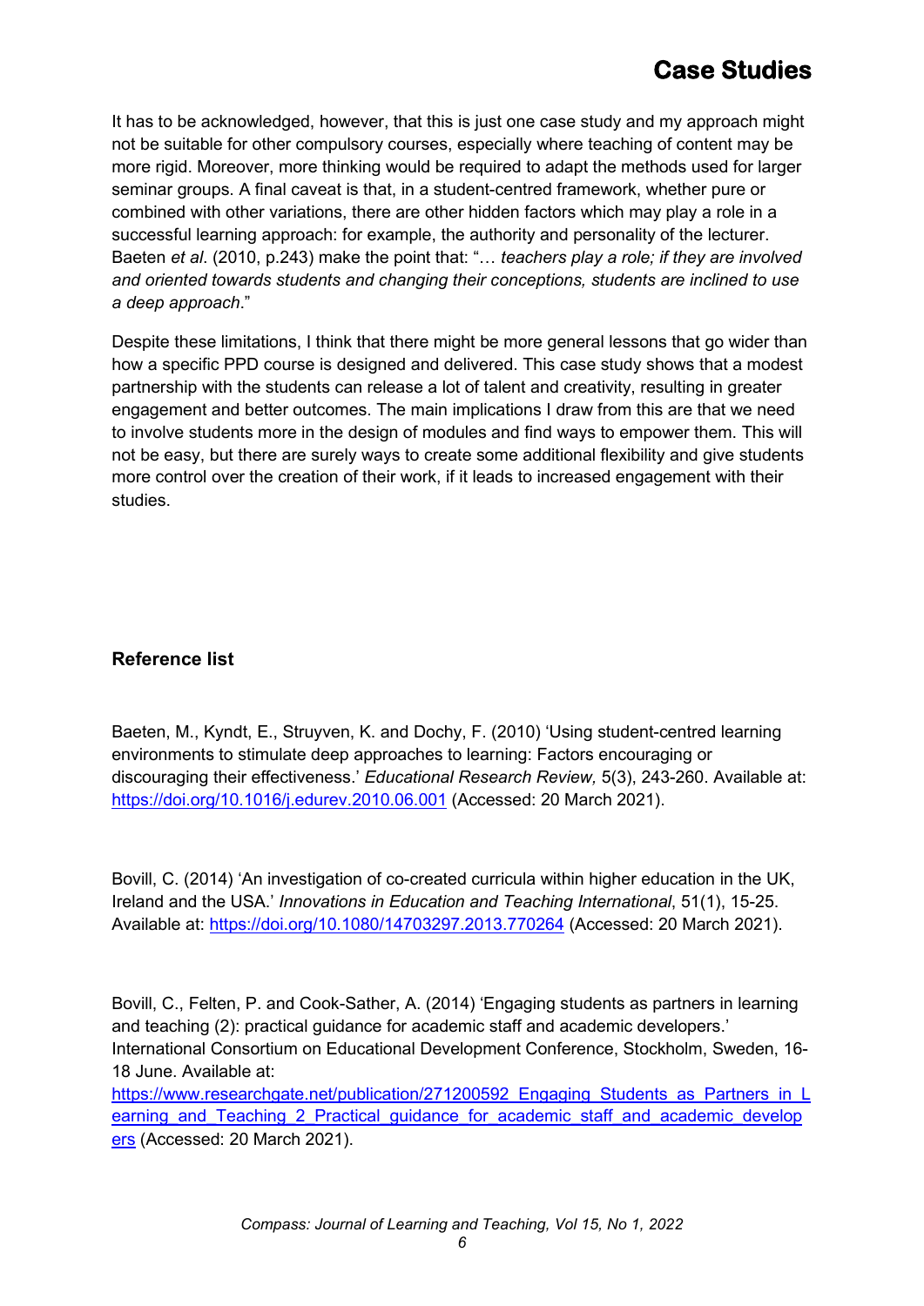It has to be acknowledged, however, that this is just one case study and my approach might not be suitable for other compulsory courses, especially where teaching of content may be more rigid. Moreover, more thinking would be required to adapt the methods used for larger seminar groups. A final caveat is that, in a student-centred framework, whether pure or combined with other variations, there are other hidden factors which may play a role in a successful learning approach: for example, the authority and personality of the lecturer. Baeten *et al*. (2010, p.243) make the point that: "… *teachers play a role; if they are involved and oriented towards students and changing their conceptions, students are inclined to use a deep approach*."

Despite these limitations, I think that there might be more general lessons that go wider than how a specific PPD course is designed and delivered. This case study shows that a modest partnership with the students can release a lot of talent and creativity, resulting in greater engagement and better outcomes. The main implications I draw from this are that we need to involve students more in the design of modules and find ways to empower them. This will not be easy, but there are surely ways to create some additional flexibility and give students more control over the creation of their work, if it leads to increased engagement with their studies.

### Reference list

Baeten, M., Kyndt, E., Struyven, K. and Dochy, F. (2010) 'Using student-centred learning environments to stimulate deep approaches to learning: Factors encouraging or discouraging their effectiveness.' *Educational Research Review,* 5(3), 243-260. Available at: https://doi.org/10.1016/j.edurev.2010.06.001 (Accessed: 20 March 2021).

Bovill, C. (2014) 'An investigation of co-created curricula within higher education in the UK, Ireland and the USA.' *Innovations in Education and Teaching International*, 51(1), 15-25. Available at: https://doi.org/10.1080/14703297.2013.770264 (Accessed: 20 March 2021).

Bovill, C., Felten, P. and Cook-Sather, A. (2014) 'Engaging students as partners in learning and teaching (2): practical guidance for academic staff and academic developers.' International Consortium on Educational Development Conference, Stockholm, Sweden, 16-18 June. Available at: https://www.researchgate.net/publication/271200592_Engaging_Students_as_Partners_in_Learning_and_Teaching_2_Practical_guidance_for_academic_staff_and_academic_developers (Accessed: 20 March 2021).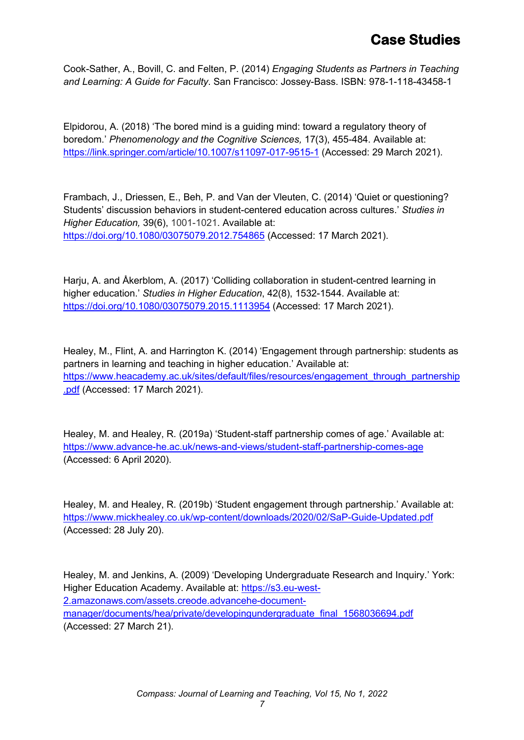Cook-Sather, A., Bovill, C. and Felten, P. (2014) *Engaging Students as Partners in Teaching and Learning: A Guide for Faculty*. San Francisco: Jossey-Bass. ISBN: 978-1-118-43458-1

Elpidorou, A. (2018) 'The bored mind is a guiding mind: toward a regulatory theory of boredom.' *Phenomenology and the Cognitive Sciences,* 17(3), 455-484. Available at: https://link.springer.com/article/10.1007/s11097-017-9515-1 (Accessed: 29 March 2021).

Frambach, J., Driessen, E., Beh, P. and Van der Vleuten, C. (2014) 'Quiet or questioning? Students' discussion behaviors in student-centered education across cultures.' *Studies in Higher Education,* 39(6), 1001-1021. Available at: https://doi.org/10.1080/03075079.2012.754865 (Accessed: 17 March 2021).

Harju, A. and Åkerblom, A. (2017) 'Colliding collaboration in student-centred learning in higher education.' *Studies in Higher Education*, 42(8), 1532-1544. Available at: https://doi.org/10.1080/03075079.2015.1113954 (Accessed: 17 March 2021).

Healey, M., Flint, A. and Harrington K. (2014) 'Engagement through partnership: students as partners in learning and teaching in higher education.' Available at: https://www.heacademy.ac.uk/sites/default/files/resources/engagement_through_partnership.pdf (Accessed: 17 March 2021).

Healey, M. and Healey, R. (2019a) 'Student-staff partnership comes of age.' Available at: https://www.advance-he.ac.uk/news-and-views/student-staff-partnership-comes-age (Accessed: 6 April 2020).

Healey, M. and Healey, R. (2019b) 'Student engagement through partnership.' Available at: https://www.mickhealey.co.uk/wp-content/downloads/2020/02/SaP-Guide-Updated.pdf (Accessed: 28 July 20).

Healey, M. and Jenkins, A. (2009) 'Developing Undergraduate Research and Inquiry.' York: Higher Education Academy. Available at: https://s3.eu-west-2.amazonaws.com/assets.creode.advancehe-document-manager/documents/hea/private/developingundergraduate_final_1568036694.pdf (Accessed: 27 March 21).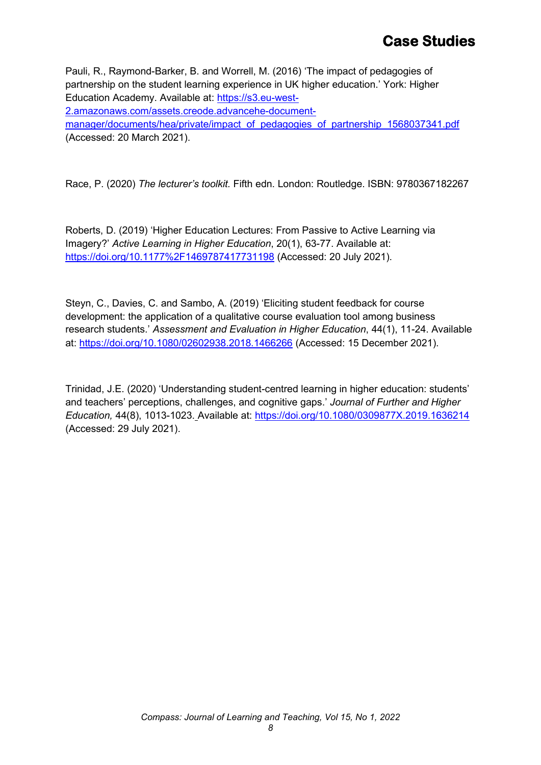Pauli, R., Raymond-Barker, B. and Worrell, M. (2016) 'The impact of pedagogies of partnership on the student learning experience in UK higher education.' York: Higher Education Academy. Available at: https://s3.eu-west-2.amazonaws.com/assets.creode.advancehe-document-manager/documents/hea/private/impact_of_pedagogies_of_partnership_1568037341.pdf (Accessed: 20 March 2021).

Race, P. (2020) *The lecturer's toolkit.* Fifth edn. London: Routledge. ISBN: 9780367182267

Roberts, D. (2019) 'Higher Education Lectures: From Passive to Active Learning via Imagery?' *Active Learning in Higher Education*, 20(1), 63-77. Available at: https://doi.org/10.1177%2F1469787417731198 (Accessed: 20 July 2021).

Steyn, C., Davies, C. and Sambo, A. (2019) 'Eliciting student feedback for course development: the application of a qualitative course evaluation tool among business research students.' *Assessment and Evaluation in Higher Education*, 44(1), 11-24. Available at: https://doi.org/10.1080/02602938.2018.1466266 (Accessed: 15 December 2021).

Trinidad, J.E. (2020) 'Understanding student-centred learning in higher education: students' and teachers' perceptions, challenges, and cognitive gaps.' *Journal of Further and Higher Education,* 44(8), 1013-1023. Available at: https://doi.org/10.1080/0309877X.2019.1636214 (Accessed: 29 July 2021).